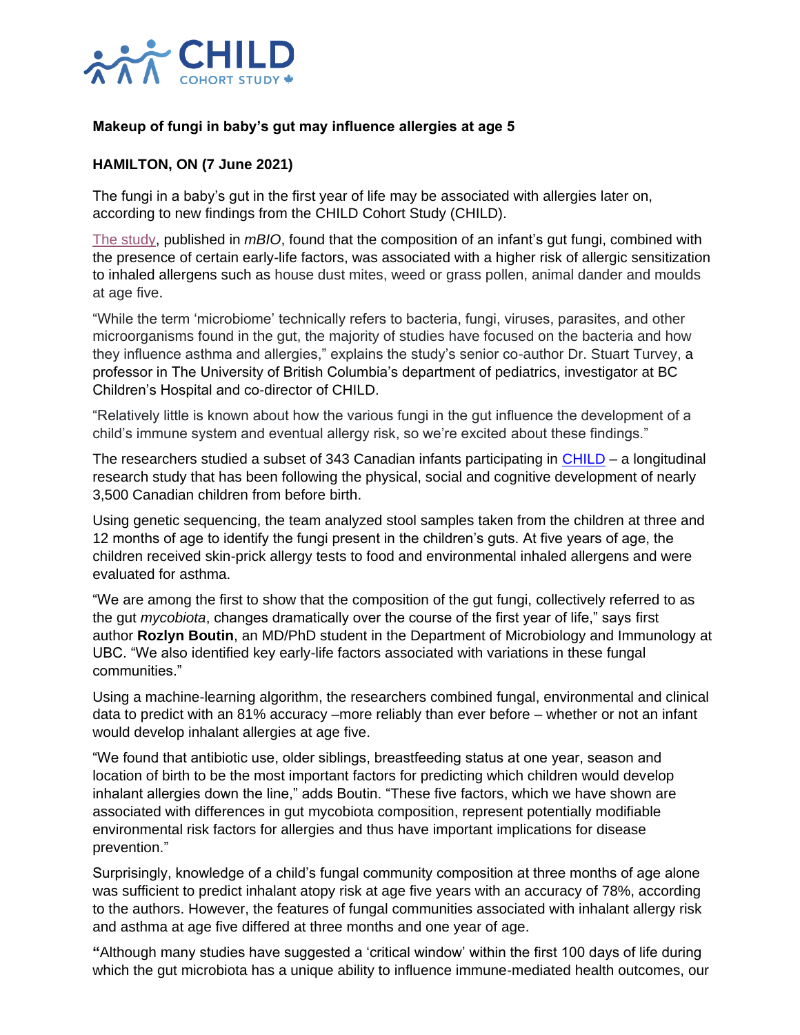**Makeup of fungi in baby's gut may influence allergies at age 5**

**HAMILTON, ON (7 June 2021)**

The fungi in a baby's gut in the first year of life may be associated with allergies later on, according to new findings from the CHILD Cohort Study (CHILD).

The study, published in *mBIO*, found that the composition of an infant's gut fungi, combined with the presence of certain early-life factors, was associated with a higher risk of allergic sensitization to inhaled allergens such as house dust mites, weed or grass pollen, animal dander and moulds at age five.

"While the term 'microbiome' technically refers to bacteria, fungi, viruses, parasites, and other microorganisms found in the gut, the majority of studies have focused on the bacteria and how they influence asthma and allergies," explains the study's senior co-author Dr. Stuart Turvey, a professor in The University of British Columbia's department of pediatrics, investigator at BC Children's Hospital and co-director of CHILD.

"Relatively little is known about how the various fungi in the gut influence the development of a child's immune system and eventual allergy risk, so we're excited about these findings."

The researchers studied a subset of 343 Canadian infants participating in CHILD – a longitudinal research study that has been following the physical, social and cognitive development of nearly 3,500 Canadian children from before birth.

Using genetic sequencing, the team analyzed stool samples taken from the children at three and 12 months of age to identify the fungi present in the children's guts. At five years of age, the children received skin-prick allergy tests to food and environmental inhaled allergens and were evaluated for asthma.

"We are among the first to show that the composition of the gut fungi, collectively referred to as the gut *mycobiota*, changes dramatically over the course of the first year of life," says first author **Rozlyn Boutin**, an MD/PhD student in the Department of Microbiology and Immunology at UBC. "We also identified key early-life factors associated with variations in these fungal communities."

Using a machine-learning algorithm, the researchers combined fungal, environmental and clinical data to predict with an 81% accuracy –more reliably than ever before – whether or not an infant would develop inhalant allergies at age five.

"We found that antibiotic use, older siblings, breastfeeding status at one year, season and location of birth to be the most important factors for predicting which children would develop inhalant allergies down the line," adds Boutin. "These five factors, which we have shown are associated with differences in gut mycobiota composition, represent potentially modifiable environmental risk factors for allergies and thus have important implications for disease prevention."

Surprisingly, knowledge of a child's fungal community composition at three months of age alone was sufficient to predict inhalant atopy risk at age five years with an accuracy of 78%, according to the authors. However, the features of fungal communities associated with inhalant allergy risk and asthma at age five differed at three months and one year of age.

**"**Although many studies have suggested a 'critical window' within the first 100 days of life during which the gut microbiota has a unique ability to influence immune-mediated health outcomes, our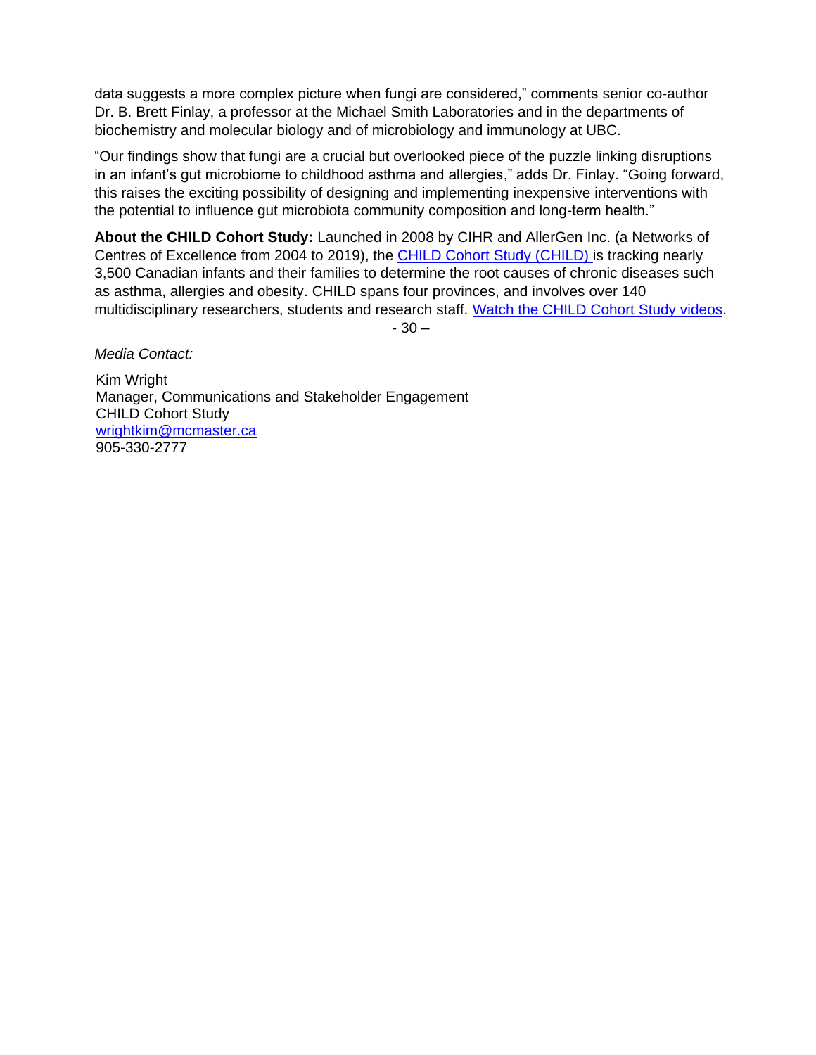data suggests a more complex picture when fungi are considered," comments senior co-author Dr. B. Brett Finlay, a professor at the Michael Smith Laboratories and in the departments of biochemistry and molecular biology and of microbiology and immunology at UBC.

"Our findings show that fungi are a crucial but overlooked piece of the puzzle linking disruptions in an infant's gut microbiome to childhood asthma and allergies," adds Dr. Finlay. "Going forward, this raises the exciting possibility of designing and implementing inexpensive interventions with the potential to influence gut microbiota community composition and long-term health."

**About the CHILD Cohort Study:** Launched in 2008 by CIHR and AllerGen Inc. (a Networks of Centres of Excellence from 2004 to 2019), the CHILD Cohort Study (CHILD) is tracking nearly 3,500 Canadian infants and their families to determine the root causes of chronic diseases such as asthma, allergies and obesity. CHILD spans four provinces, and involves over 140 multidisciplinary researchers, students and research staff. Watch the CHILD Cohort Study videos.

- 30 –

*Media Contact:*

Kim Wright
Manager, Communications and Stakeholder Engagement
CHILD Cohort Study
wrightkim@mcmaster.ca
905-330-2777